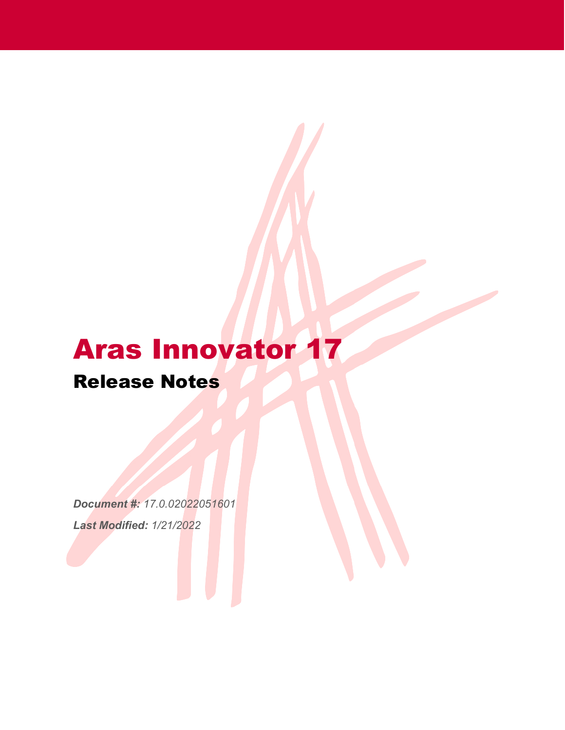# Aras Innovator 17

## Release Notes

***Document #:*** *17.0.02022051601*

***Last Modified:*** *1/21/2022*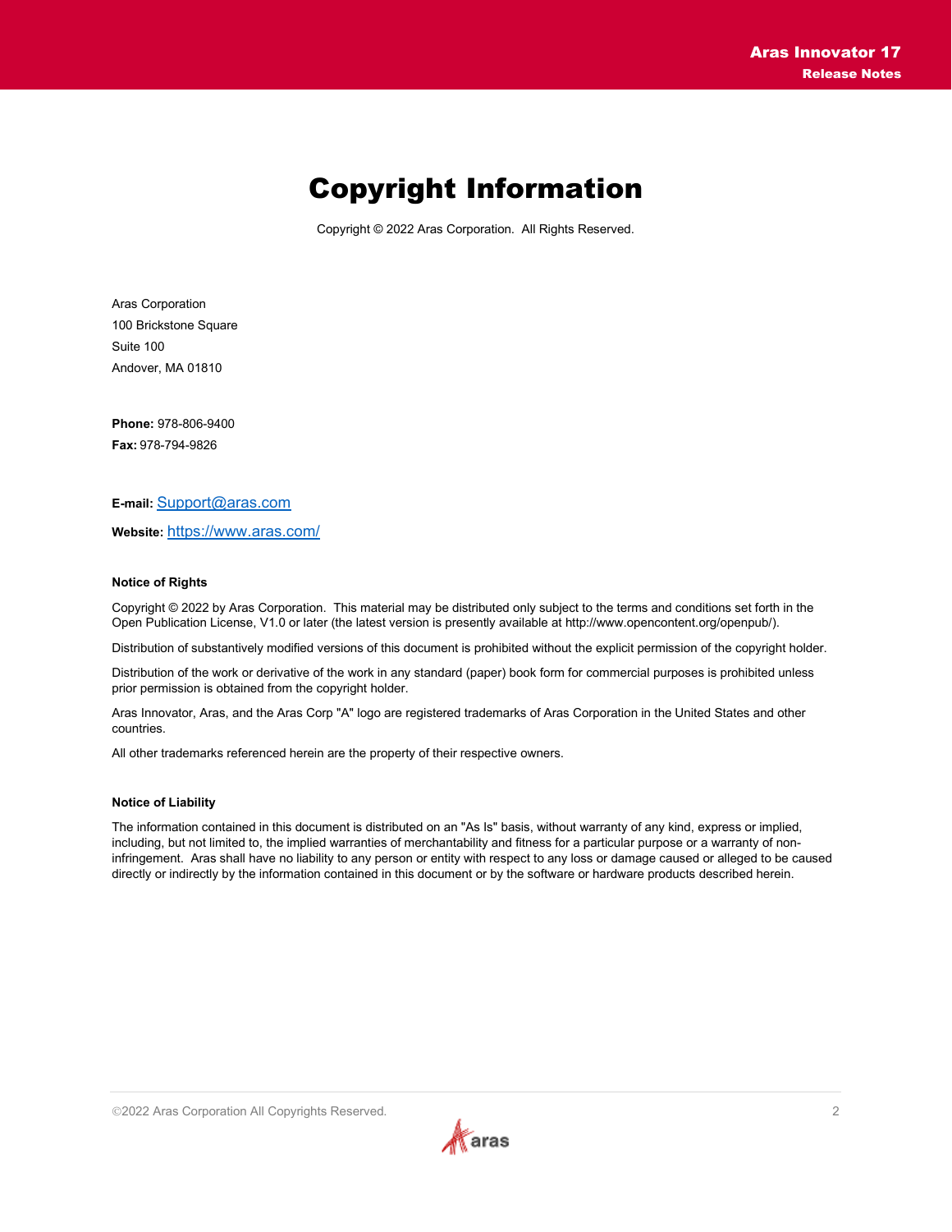# Copyright Information

Copyright © 2022 Aras Corporation. All Rights Reserved.

Aras Corporation
100 Brickstone Square
Suite 100
Andover, MA 01810

**Phone:** 978-806-9400
**Fax:** 978-794-9826

**E-mail:** Support@aras.com

**Website:** https://www.aras.com/

**Notice of Rights**

Copyright © 2022 by Aras Corporation. This material may be distributed only subject to the terms and conditions set forth in the Open Publication License, V1.0 or later (the latest version is presently available at http://www.opencontent.org/openpub/).

Distribution of substantively modified versions of this document is prohibited without the explicit permission of the copyright holder.

Distribution of the work or derivative of the work in any standard (paper) book form for commercial purposes is prohibited unless prior permission is obtained from the copyright holder.

Aras Innovator, Aras, and the Aras Corp "A" logo are registered trademarks of Aras Corporation in the United States and other countries.

All other trademarks referenced herein are the property of their respective owners.

**Notice of Liability**

The information contained in this document is distributed on an "As Is" basis, without warranty of any kind, express or implied, including, but not limited to, the implied warranties of merchantability and fitness for a particular purpose or a warranty of non-infringement. Aras shall have no liability to any person or entity with respect to any loss or damage caused or alleged to be caused directly or indirectly by the information contained in this document or by the software or hardware products described herein.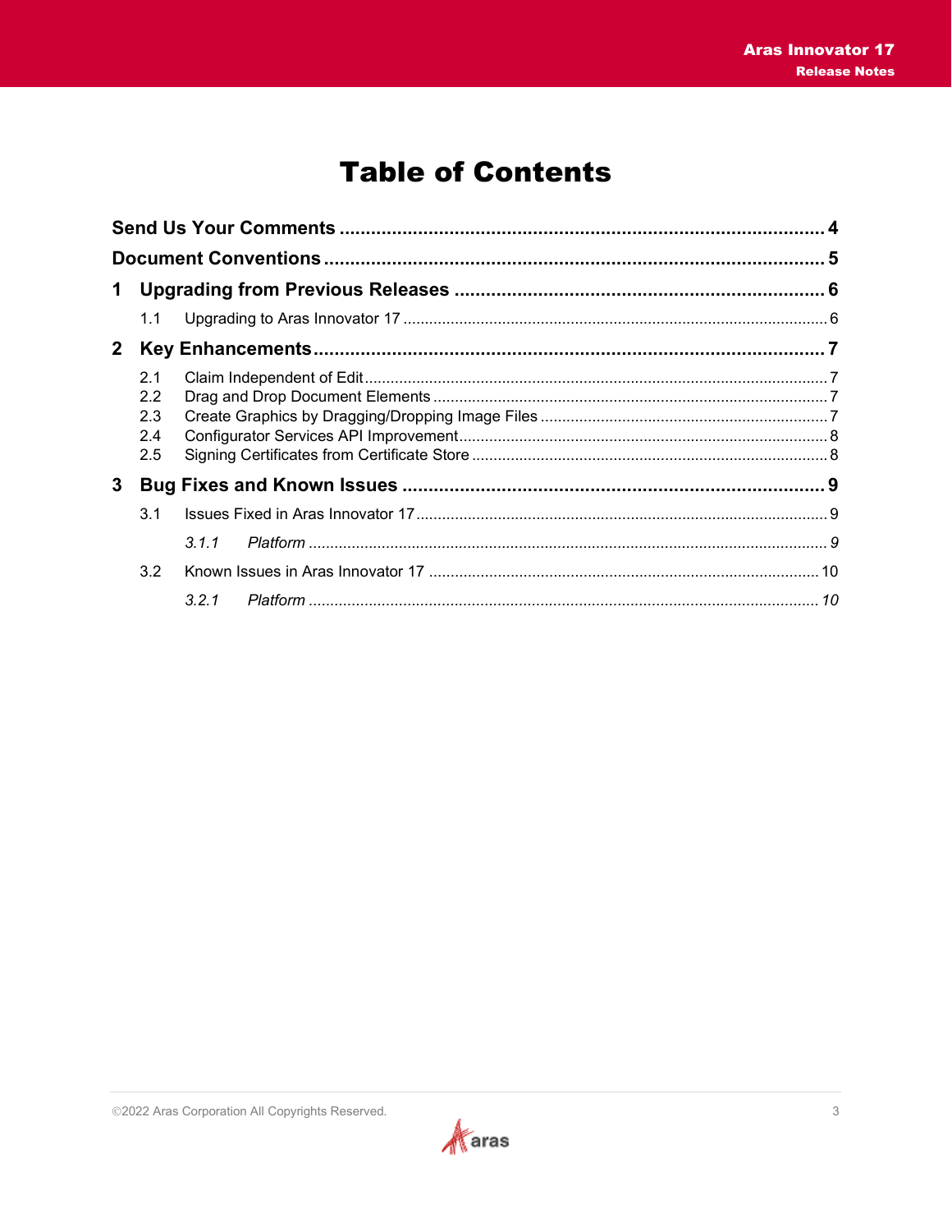# Table of Contents

**Send Us Your Comments** .......... **4**

**Document Conventions** .......... **5**

**1 Upgrading from Previous Releases** .......... **6**

- 1.1 Upgrading to Aras Innovator 17 .......... 6

**2 Key Enhancements** .......... **7**

- 2.1 Claim Independent of Edit .......... 7
- 2.2 Drag and Drop Document Elements .......... 7
- 2.3 Create Graphics by Dragging/Dropping Image Files .......... 7
- 2.4 Configurator Services API Improvement .......... 8
- 2.5 Signing Certificates from Certificate Store .......... 8

**3 Bug Fixes and Known Issues** .......... **9**

- 3.1 Issues Fixed in Aras Innovator 17 .......... 9
  - *3.1.1 Platform .......... 9*
- 3.2 Known Issues in Aras Innovator 17 .......... 10
  - *3.2.1 Platform .......... 10*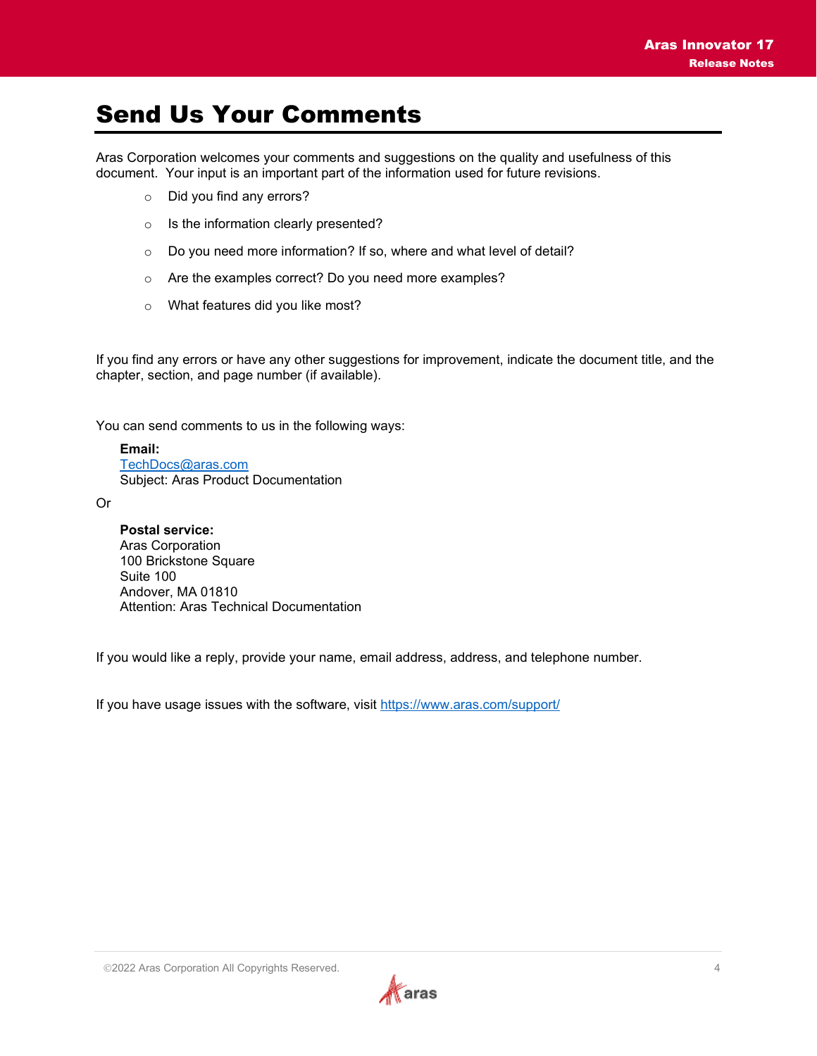# Send Us Your Comments

Aras Corporation welcomes your comments and suggestions on the quality and usefulness of this document. Your input is an important part of the information used for future revisions.

- Did you find any errors?
- Is the information clearly presented?
- Do you need more information? If so, where and what level of detail?
- Are the examples correct? Do you need more examples?
- What features did you like most?

If you find any errors or have any other suggestions for improvement, indicate the document title, and the chapter, section, and page number (if available).

You can send comments to us in the following ways:

**Email:**
TechDocs@aras.com
Subject: Aras Product Documentation

Or

**Postal service:**
Aras Corporation
100 Brickstone Square
Suite 100
Andover, MA 01810
Attention: Aras Technical Documentation

If you would like a reply, provide your name, email address, address, and telephone number.

If you have usage issues with the software, visit https://www.aras.com/support/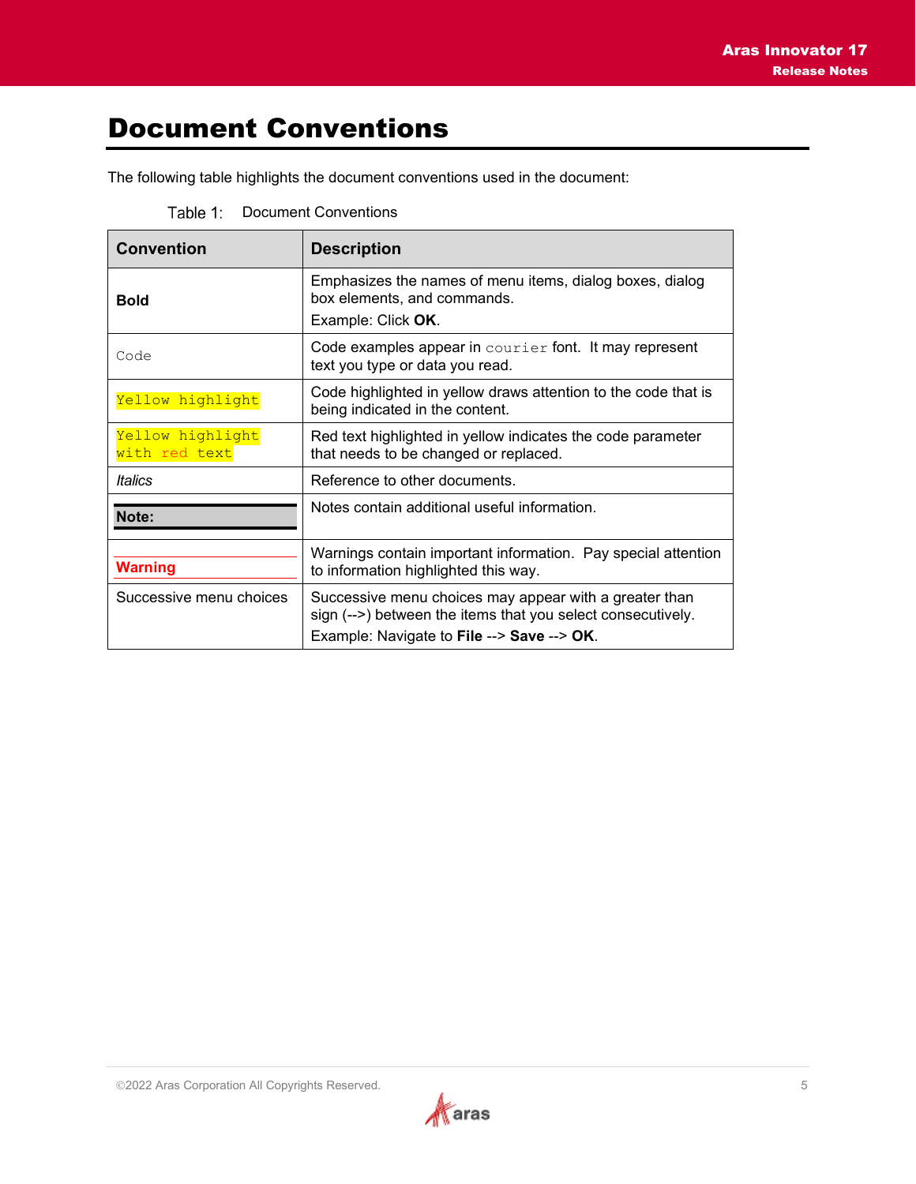# Document Conventions

The following table highlights the document conventions used in the document:

Table 1: Document Conventions

| Convention | Description |
|---|---|
| **Bold** | Emphasizes the names of menu items, dialog boxes, dialog box elements, and commands. Example: Click **OK**. |
| `Code` | Code examples appear in `courier` font. It may represent text you type or data you read. |
| `Yellow highlight` | Code highlighted in yellow draws attention to the code that is being indicated in the content. |
| `Yellow highlight with red text` | Red text highlighted in yellow indicates the code parameter that needs to be changed or replaced. |
| *Italics* | Reference to other documents. |
| **Note:** | Notes contain additional useful information. |
| **Warning** | Warnings contain important information. Pay special attention to information highlighted this way. |
| Successive menu choices | Successive menu choices may appear with a greater than sign (-->) between the items that you select consecutively. Example: Navigate to **File** --> **Save** --> **OK**. |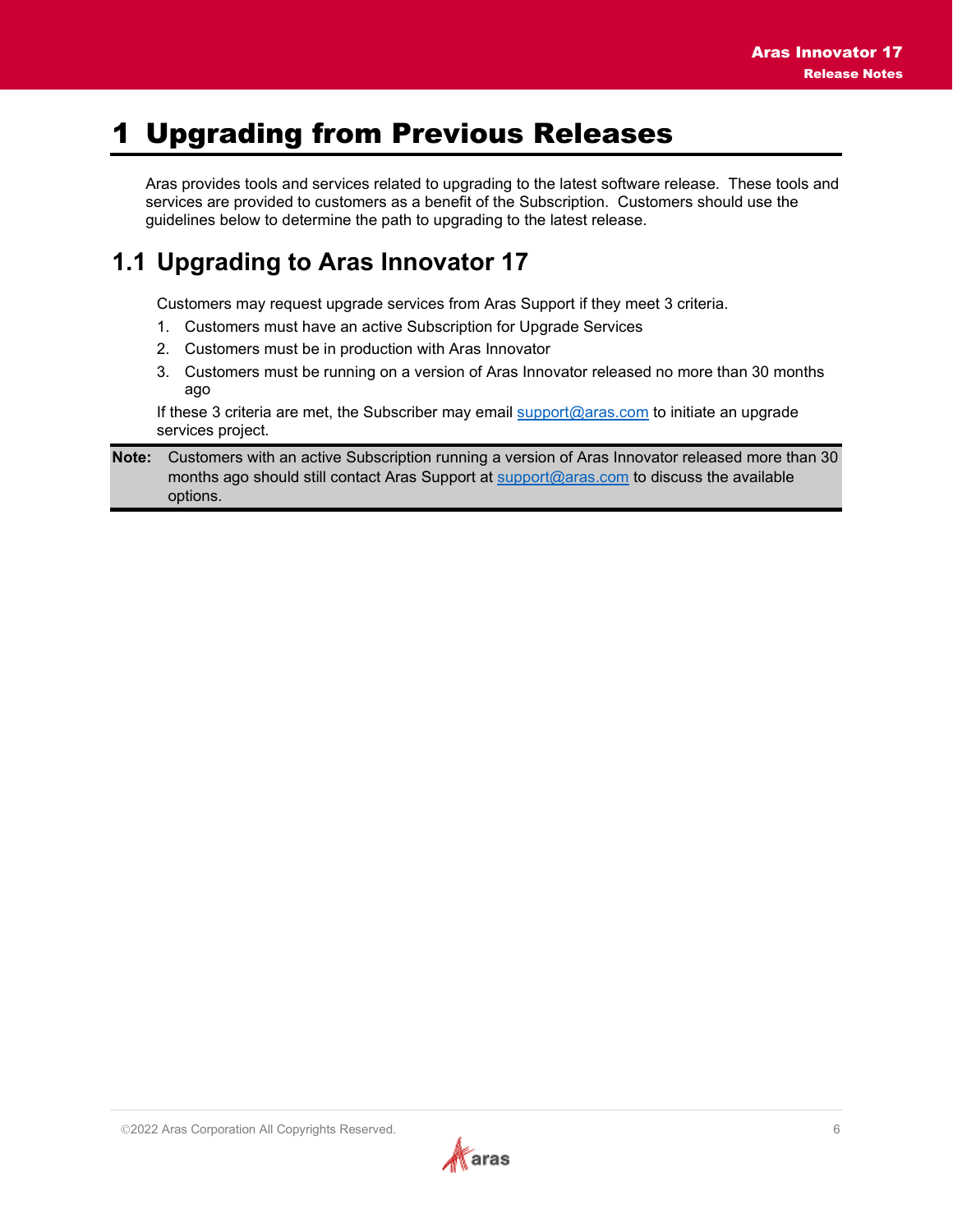# 1 Upgrading from Previous Releases

Aras provides tools and services related to upgrading to the latest software release. These tools and services are provided to customers as a benefit of the Subscription. Customers should use the guidelines below to determine the path to upgrading to the latest release.

## 1.1 Upgrading to Aras Innovator 17

Customers may request upgrade services from Aras Support if they meet 3 criteria.

1. Customers must have an active Subscription for Upgrade Services
2. Customers must be in production with Aras Innovator
3. Customers must be running on a version of Aras Innovator released no more than 30 months ago

If these 3 criteria are met, the Subscriber may email support@aras.com to initiate an upgrade services project.

**Note:** Customers with an active Subscription running a version of Aras Innovator released more than 30 months ago should still contact Aras Support at support@aras.com to discuss the available options.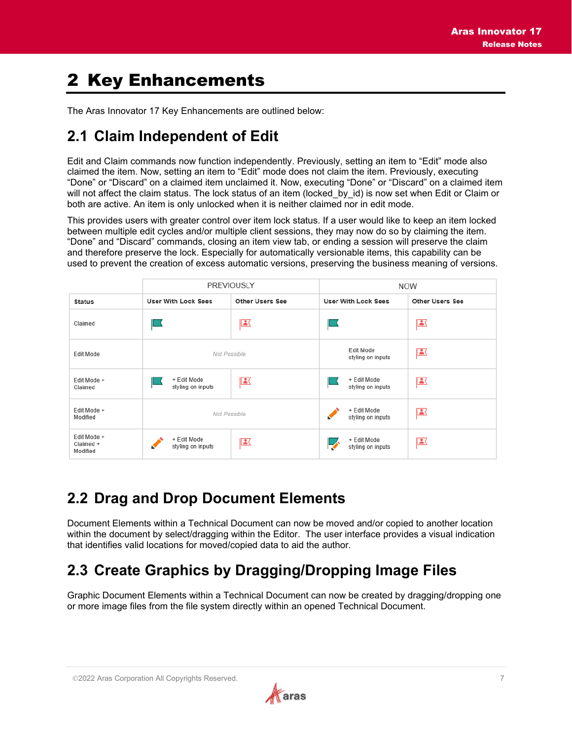# 2 Key Enhancements

The Aras Innovator 17 Key Enhancements are outlined below:

## 2.1 Claim Independent of Edit

Edit and Claim commands now function independently. Previously, setting an item to "Edit" mode also claimed the item. Now, setting an item to "Edit" mode does not claim the item. Previously, executing "Done" or "Discard" on a claimed item unclaimed it. Now, executing "Done" or "Discard" on a claimed item will not affect the claim status. The lock status of an item (locked_by_id) is now set when Edit or Claim or both are active. An item is only unlocked when it is neither claimed nor in edit mode.

This provides users with greater control over item lock status. If a user would like to keep an item locked between multiple edit cycles and/or multiple client sessions, they may now do so by claiming the item. "Done" and "Discard" commands, closing an item view tab, or ending a session will preserve the claim and therefore preserve the lock. Especially for automatically versionable items, this capability can be used to prevent the creation of excess automatic versions, preserving the business meaning of versions.

| | PREVIOUSLY | | NOW | |
|---|---|---|---|---|
| **Status** | **User With Lock Sees** | **Other Users See** | **User With Lock Sees** | **Other Users See** |
| Claimed | | | | |
| Edit Mode | *Not Possible* | | Edit Mode styling on inputs | |
| Edit Mode + Claimed | + Edit Mode styling on inputs | | + Edit Mode styling on inputs | |
| Edit Mode + Modified | *Not Possible* | | + Edit Mode styling on inputs | |
| Edit Mode + Claimed + Modified | + Edit Mode styling on inputs | | + Edit Mode styling on inputs | |

## 2.2 Drag and Drop Document Elements

Document Elements within a Technical Document can now be moved and/or copied to another location within the document by select/dragging within the Editor. The user interface provides a visual indication that identifies valid locations for moved/copied data to aid the author.

## 2.3 Create Graphics by Dragging/Dropping Image Files

Graphic Document Elements within a Technical Document can now be created by dragging/dropping one or more image files from the file system directly within an opened Technical Document.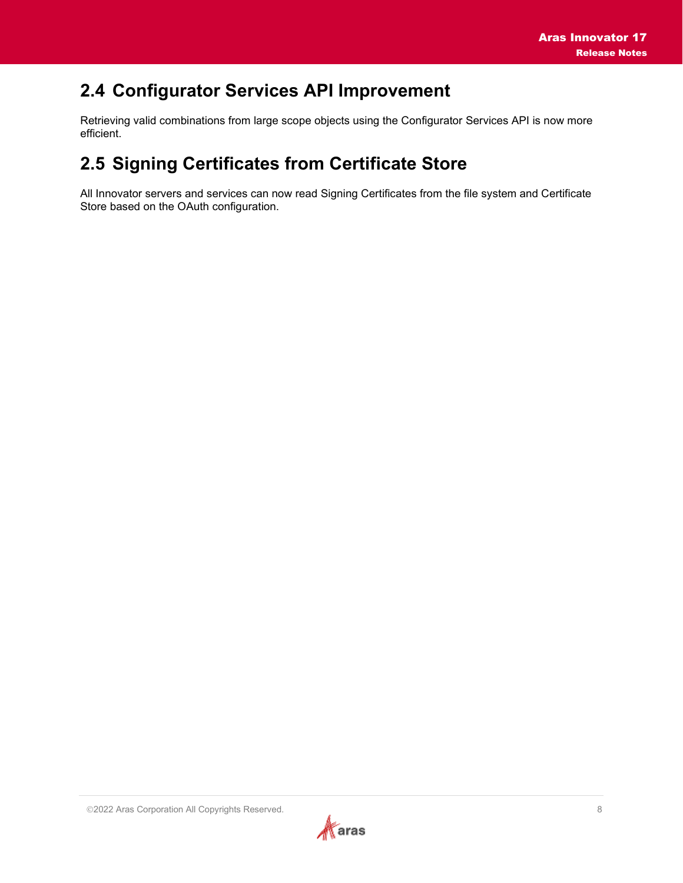## 2.4 Configurator Services API Improvement

Retrieving valid combinations from large scope objects using the Configurator Services API is now more efficient.

## 2.5 Signing Certificates from Certificate Store

All Innovator servers and services can now read Signing Certificates from the file system and Certificate Store based on the OAuth configuration.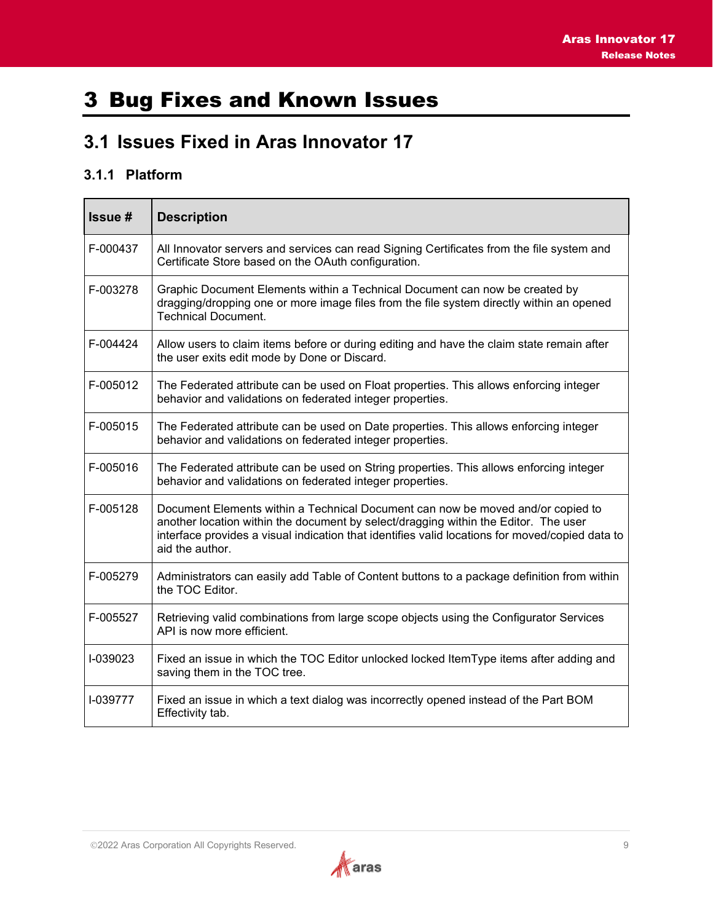# 3 Bug Fixes and Known Issues

## 3.1 Issues Fixed in Aras Innovator 17

### 3.1.1 Platform

| Issue # | Description |
|---|---|
| F-000437 | All Innovator servers and services can read Signing Certificates from the file system and Certificate Store based on the OAuth configuration. |
| F-003278 | Graphic Document Elements within a Technical Document can now be created by dragging/dropping one or more image files from the file system directly within an opened Technical Document. |
| F-004424 | Allow users to claim items before or during editing and have the claim state remain after the user exits edit mode by Done or Discard. |
| F-005012 | The Federated attribute can be used on Float properties. This allows enforcing integer behavior and validations on federated integer properties. |
| F-005015 | The Federated attribute can be used on Date properties. This allows enforcing integer behavior and validations on federated integer properties. |
| F-005016 | The Federated attribute can be used on String properties. This allows enforcing integer behavior and validations on federated integer properties. |
| F-005128 | Document Elements within a Technical Document can now be moved and/or copied to another location within the document by select/dragging within the Editor. The user interface provides a visual indication that identifies valid locations for moved/copied data to aid the author. |
| F-005279 | Administrators can easily add Table of Content buttons to a package definition from within the TOC Editor. |
| F-005527 | Retrieving valid combinations from large scope objects using the Configurator Services API is now more efficient. |
| I-039023 | Fixed an issue in which the TOC Editor unlocked locked ItemType items after adding and saving them in the TOC tree. |
| I-039777 | Fixed an issue in which a text dialog was incorrectly opened instead of the Part BOM Effectivity tab. |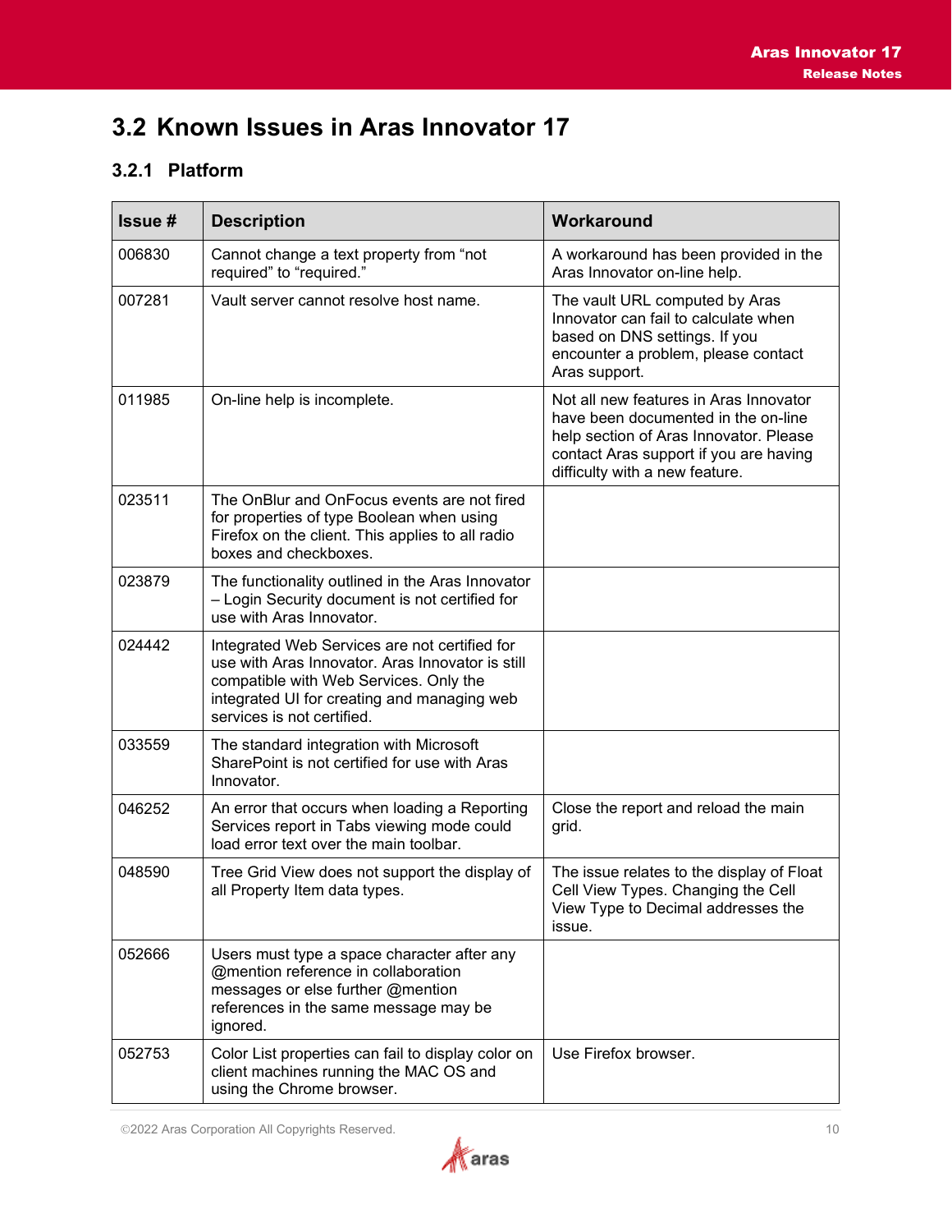## 3.2 Known Issues in Aras Innovator 17

### 3.2.1 Platform

| Issue # | Description | Workaround |
|---|---|---|
| 006830 | Cannot change a text property from “not required” to “required.” | A workaround has been provided in the Aras Innovator on-line help. |
| 007281 | Vault server cannot resolve host name. | The vault URL computed by Aras Innovator can fail to calculate when based on DNS settings. If you encounter a problem, please contact Aras support. |
| 011985 | On-line help is incomplete. | Not all new features in Aras Innovator have been documented in the on-line help section of Aras Innovator. Please contact Aras support if you are having difficulty with a new feature. |
| 023511 | The OnBlur and OnFocus events are not fired for properties of type Boolean when using Firefox on the client. This applies to all radio boxes and checkboxes. | |
| 023879 | The functionality outlined in the Aras Innovator – Login Security document is not certified for use with Aras Innovator. | |
| 024442 | Integrated Web Services are not certified for use with Aras Innovator. Aras Innovator is still compatible with Web Services. Only the integrated UI for creating and managing web services is not certified. | |
| 033559 | The standard integration with Microsoft SharePoint is not certified for use with Aras Innovator. | |
| 046252 | An error that occurs when loading a Reporting Services report in Tabs viewing mode could load error text over the main toolbar. | Close the report and reload the main grid. |
| 048590 | Tree Grid View does not support the display of all Property Item data types. | The issue relates to the display of Float Cell View Types. Changing the Cell View Type to Decimal addresses the issue. |
| 052666 | Users must type a space character after any @mention reference in collaboration messages or else further @mention references in the same message may be ignored. | |
| 052753 | Color List properties can fail to display color on client machines running the MAC OS and using the Chrome browser. | Use Firefox browser. |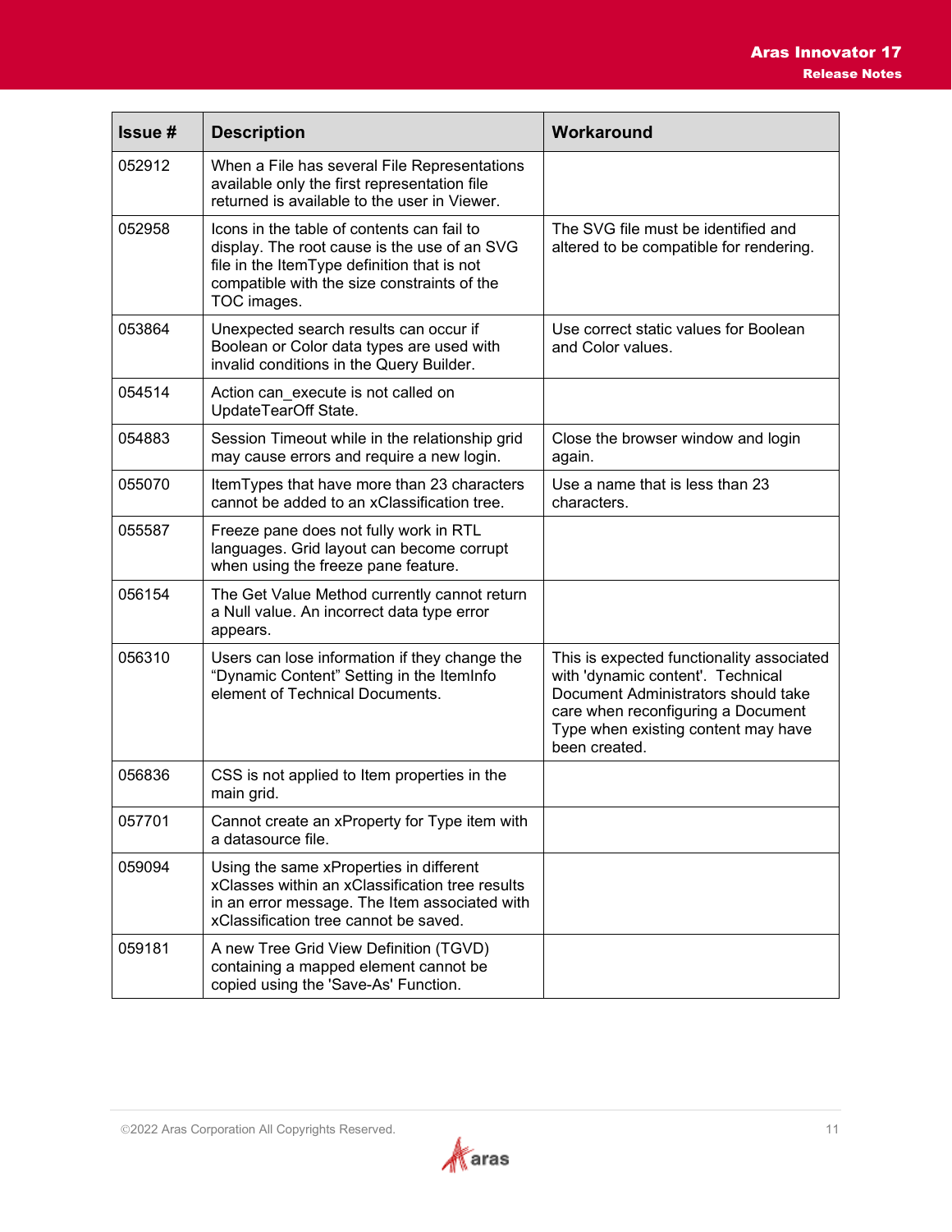| Issue # | Description | Workaround |
| --- | --- | --- |
| 052912 | When a File has several File Representations available only the first representation file returned is available to the user in Viewer. | |
| 052958 | Icons in the table of contents can fail to display. The root cause is the use of an SVG file in the ItemType definition that is not compatible with the size constraints of the TOC images. | The SVG file must be identified and altered to be compatible for rendering. |
| 053864 | Unexpected search results can occur if Boolean or Color data types are used with invalid conditions in the Query Builder. | Use correct static values for Boolean and Color values. |
| 054514 | Action can_execute is not called on UpdateTearOff State. | |
| 054883 | Session Timeout while in the relationship grid may cause errors and require a new login. | Close the browser window and login again. |
| 055070 | ItemTypes that have more than 23 characters cannot be added to an xClassification tree. | Use a name that is less than 23 characters. |
| 055587 | Freeze pane does not fully work in RTL languages. Grid layout can become corrupt when using the freeze pane feature. | |
| 056154 | The Get Value Method currently cannot return a Null value. An incorrect data type error appears. | |
| 056310 | Users can lose information if they change the “Dynamic Content” Setting in the ItemInfo element of Technical Documents. | This is expected functionality associated with 'dynamic content'. Technical Document Administrators should take care when reconfiguring a Document Type when existing content may have been created. |
| 056836 | CSS is not applied to Item properties in the main grid. | |
| 057701 | Cannot create an xProperty for Type item with a datasource file. | |
| 059094 | Using the same xProperties in different xClasses within an xClassification tree results in an error message. The Item associated with xClassification tree cannot be saved. | |
| 059181 | A new Tree Grid View Definition (TGVD) containing a mapped element cannot be copied using the 'Save-As' Function. | |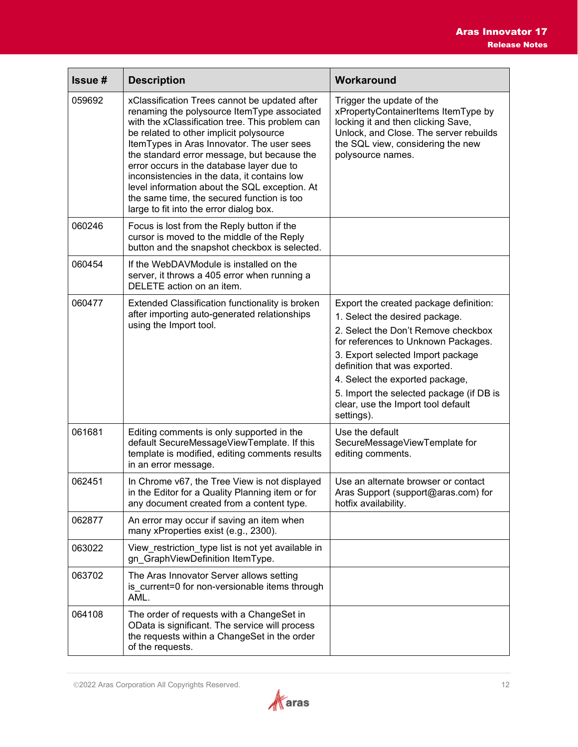| Issue # | Description | Workaround |
|---|---|---|
| 059692 | xClassification Trees cannot be updated after renaming the polysource ItemType associated with the xClassification tree. This problem can be related to other implicit polysource ItemTypes in Aras Innovator. The user sees the standard error message, but because the error occurs in the database layer due to inconsistencies in the data, it contains low level information about the SQL exception. At the same time, the secured function is too large to fit into the error dialog box. | Trigger the update of the xPropertyContainerItems ItemType by locking it and then clicking Save, Unlock, and Close. The server rebuilds the SQL view, considering the new polysource names. |
| 060246 | Focus is lost from the Reply button if the cursor is moved to the middle of the Reply button and the snapshot checkbox is selected. | |
| 060454 | If the WebDAVModule is installed on the server, it throws a 405 error when running a DELETE action on an item. | |
| 060477 | Extended Classification functionality is broken after importing auto-generated relationships using the Import tool. | Export the created package definition:<br>1. Select the desired package.<br>2. Select the Don't Remove checkbox for references to Unknown Packages.<br>3. Export selected Import package definition that was exported.<br>4. Select the exported package,<br>5. Import the selected package (if DB is clear, use the Import tool default settings). |
| 061681 | Editing comments is only supported in the default SecureMessageViewTemplate. If this template is modified, editing comments results in an error message. | Use the default SecureMessageViewTemplate for editing comments. |
| 062451 | In Chrome v67, the Tree View is not displayed in the Editor for a Quality Planning item or for any document created from a content type. | Use an alternate browser or contact Aras Support (support@aras.com) for hotfix availability. |
| 062877 | An error may occur if saving an item when many xProperties exist (e.g., 2300). | |
| 063022 | View_restriction_type list is not yet available in gn_GraphViewDefinition ItemType. | |
| 063702 | The Aras Innovator Server allows setting is_current=0 for non-versionable items through AML. | |
| 064108 | The order of requests with a ChangeSet in OData is significant. The service will process the requests within a ChangeSet in the order of the requests. | |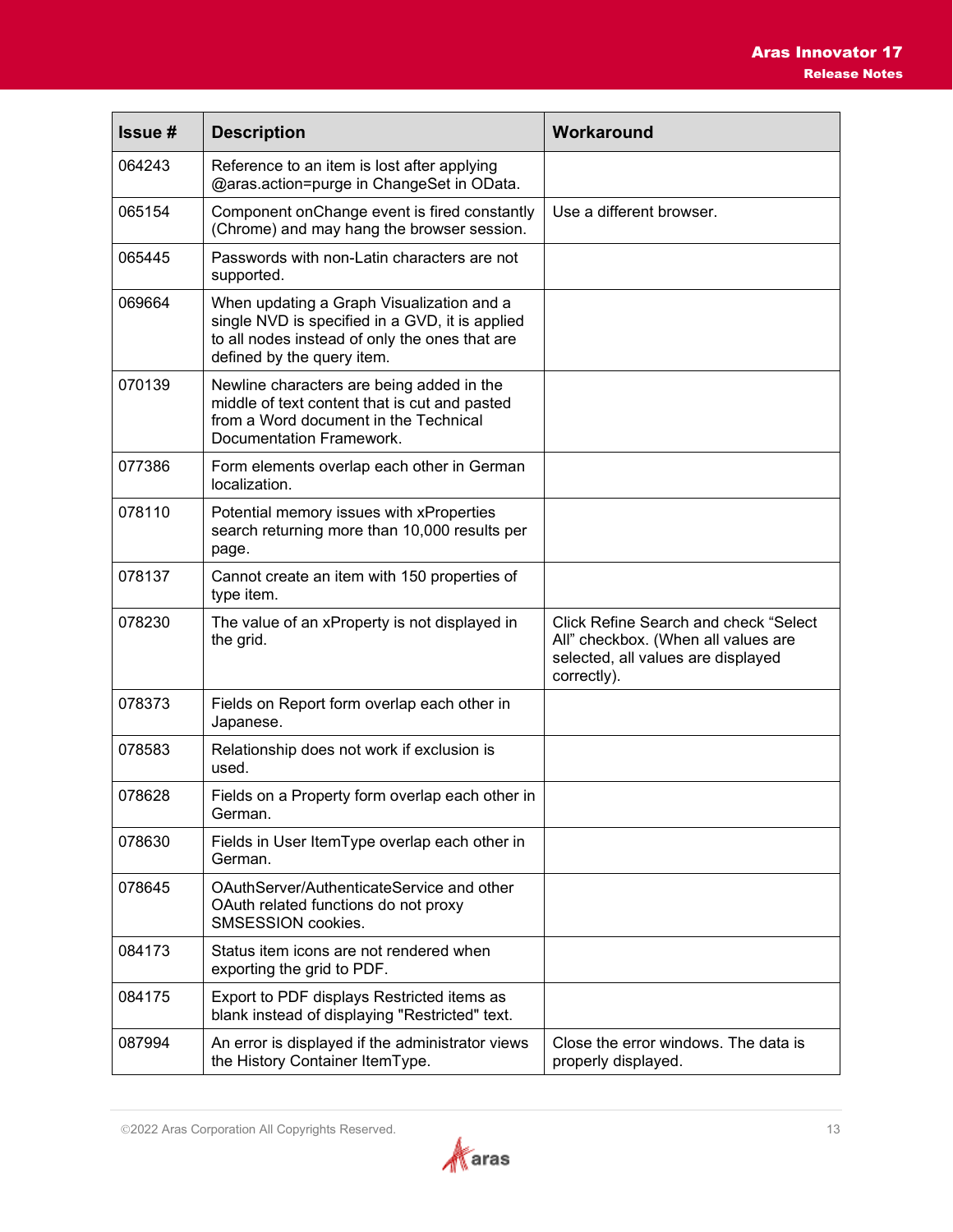| Issue # | Description | Workaround |
|---|---|---|
| 064243 | Reference to an item is lost after applying @aras.action=purge in ChangeSet in OData. | |
| 065154 | Component onChange event is fired constantly (Chrome) and may hang the browser session. | Use a different browser. |
| 065445 | Passwords with non-Latin characters are not supported. | |
| 069664 | When updating a Graph Visualization and a single NVD is specified in a GVD, it is applied to all nodes instead of only the ones that are defined by the query item. | |
| 070139 | Newline characters are being added in the middle of text content that is cut and pasted from a Word document in the Technical Documentation Framework. | |
| 077386 | Form elements overlap each other in German localization. | |
| 078110 | Potential memory issues with xProperties search returning more than 10,000 results per page. | |
| 078137 | Cannot create an item with 150 properties of type item. | |
| 078230 | The value of an xProperty is not displayed in the grid. | Click Refine Search and check “Select All” checkbox. (When all values are selected, all values are displayed correctly). |
| 078373 | Fields on Report form overlap each other in Japanese. | |
| 078583 | Relationship does not work if exclusion is used. | |
| 078628 | Fields on a Property form overlap each other in German. | |
| 078630 | Fields in User ItemType overlap each other in German. | |
| 078645 | OAuthServer/AuthenticateService and other OAuth related functions do not proxy SMSESSION cookies. | |
| 084173 | Status item icons are not rendered when exporting the grid to PDF. | |
| 084175 | Export to PDF displays Restricted items as blank instead of displaying "Restricted" text. | |
| 087994 | An error is displayed if the administrator views the History Container ItemType. | Close the error windows. The data is properly displayed. |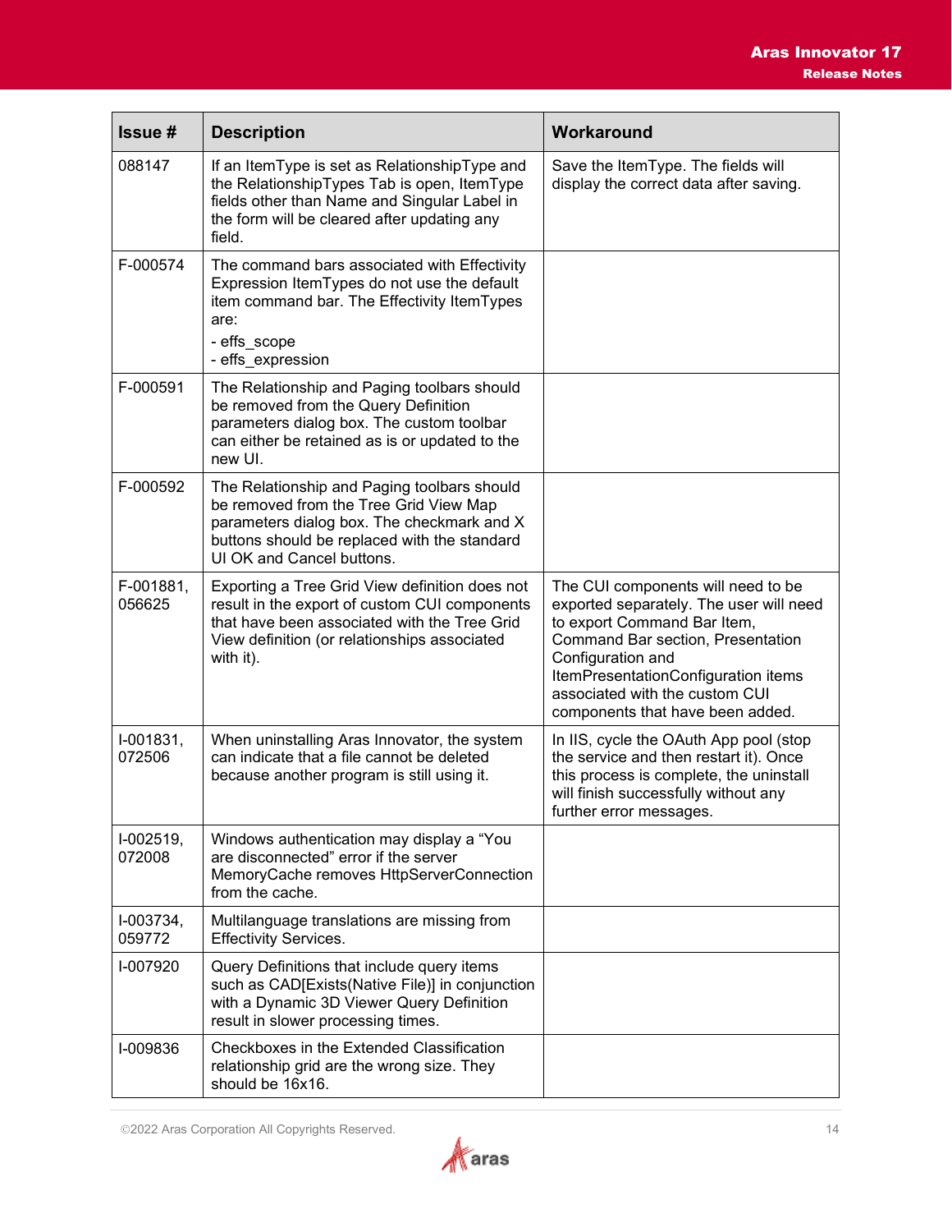| Issue # | Description | Workaround |
|---|---|---|
| 088147 | If an ItemType is set as RelationshipType and the RelationshipTypes Tab is open, ItemType fields other than Name and Singular Label in the form will be cleared after updating any field. | Save the ItemType. The fields will display the correct data after saving. |
| F-000574 | The command bars associated with Effectivity Expression ItemTypes do not use the default item command bar. The Effectivity ItemTypes are:<br>- effs_scope<br>- effs_expression | |
| F-000591 | The Relationship and Paging toolbars should be removed from the Query Definition parameters dialog box. The custom toolbar can either be retained as is or updated to the new UI. | |
| F-000592 | The Relationship and Paging toolbars should be removed from the Tree Grid View Map parameters dialog box. The checkmark and X buttons should be replaced with the standard UI OK and Cancel buttons. | |
| F-001881, 056625 | Exporting a Tree Grid View definition does not result in the export of custom CUI components that have been associated with the Tree Grid View definition (or relationships associated with it). | The CUI components will need to be exported separately. The user will need to export Command Bar Item, Command Bar section, Presentation Configuration and ItemPresentationConfiguration items associated with the custom CUI components that have been added. |
| I-001831, 072506 | When uninstalling Aras Innovator, the system can indicate that a file cannot be deleted because another program is still using it. | In IIS, cycle the OAuth App pool (stop the service and then restart it). Once this process is complete, the uninstall will finish successfully without any further error messages. |
| I-002519, 072008 | Windows authentication may display a “You are disconnected” error if the server MemoryCache removes HttpServerConnection from the cache. | |
| I-003734, 059772 | Multilanguage translations are missing from Effectivity Services. | |
| I-007920 | Query Definitions that include query items such as CAD[Exists(Native File)] in conjunction with a Dynamic 3D Viewer Query Definition result in slower processing times. | |
| I-009836 | Checkboxes in the Extended Classification relationship grid are the wrong size. They should be 16x16. | |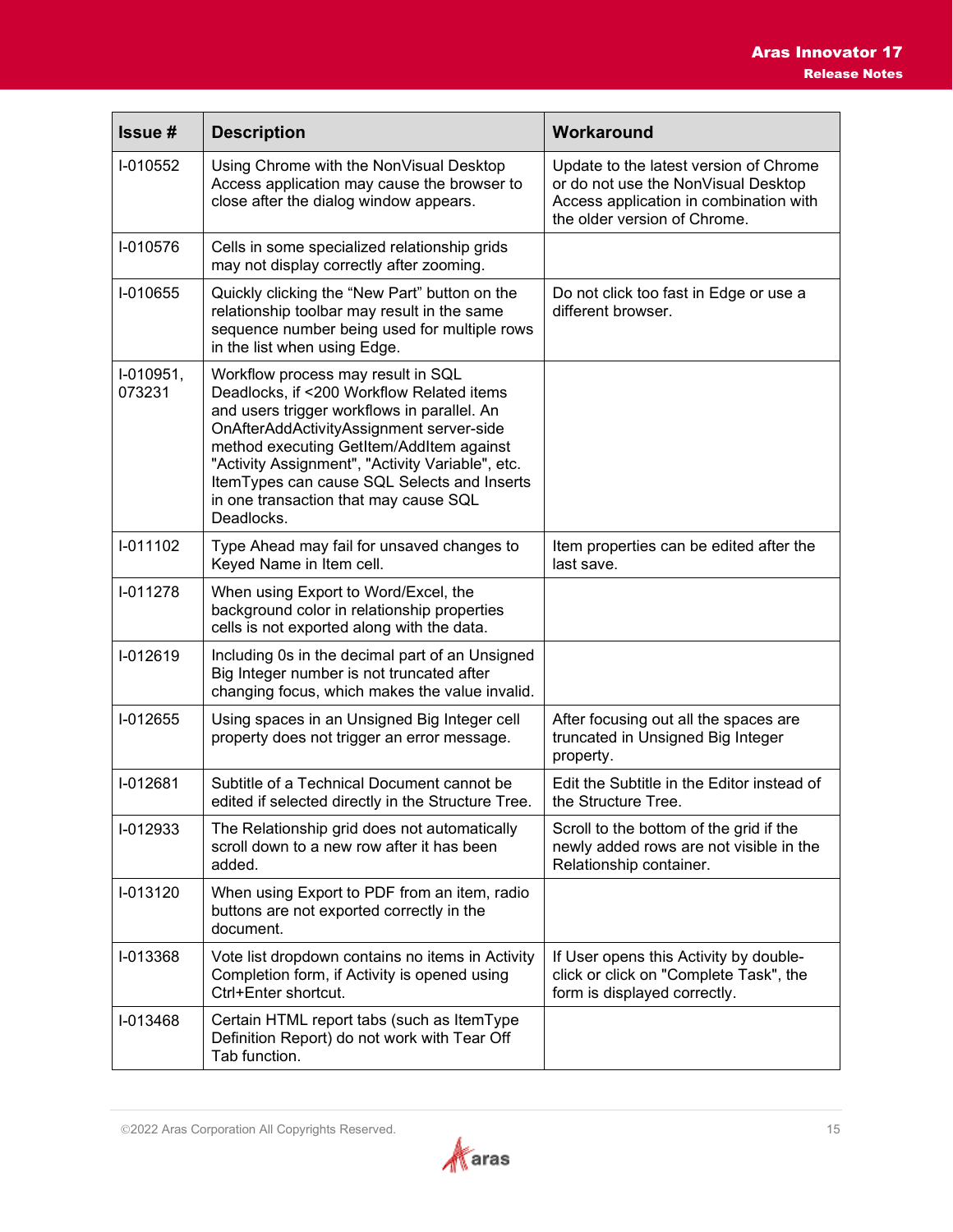| Issue # | Description | Workaround |
|---|---|---|
| I-010552 | Using Chrome with the NonVisual Desktop Access application may cause the browser to close after the dialog window appears. | Update to the latest version of Chrome or do not use the NonVisual Desktop Access application in combination with the older version of Chrome. |
| I-010576 | Cells in some specialized relationship grids may not display correctly after zooming. | |
| I-010655 | Quickly clicking the "New Part" button on the relationship toolbar may result in the same sequence number being used for multiple rows in the list when using Edge. | Do not click too fast in Edge or use a different browser. |
| I-010951, 073231 | Workflow process may result in SQL Deadlocks, if <200 Workflow Related items and users trigger workflows in parallel. An OnAfterAddActivityAssignment server-side method executing GetItem/AddItem against "Activity Assignment", "Activity Variable", etc. ItemTypes can cause SQL Selects and Inserts in one transaction that may cause SQL Deadlocks. | |
| I-011102 | Type Ahead may fail for unsaved changes to Keyed Name in Item cell. | Item properties can be edited after the last save. |
| I-011278 | When using Export to Word/Excel, the background color in relationship properties cells is not exported along with the data. | |
| I-012619 | Including 0s in the decimal part of an Unsigned Big Integer number is not truncated after changing focus, which makes the value invalid. | |
| I-012655 | Using spaces in an Unsigned Big Integer cell property does not trigger an error message. | After focusing out all the spaces are truncated in Unsigned Big Integer property. |
| I-012681 | Subtitle of a Technical Document cannot be edited if selected directly in the Structure Tree. | Edit the Subtitle in the Editor instead of the Structure Tree. |
| I-012933 | The Relationship grid does not automatically scroll down to a new row after it has been added. | Scroll to the bottom of the grid if the newly added rows are not visible in the Relationship container. |
| I-013120 | When using Export to PDF from an item, radio buttons are not exported correctly in the document. | |
| I-013368 | Vote list dropdown contains no items in Activity Completion form, if Activity is opened using Ctrl+Enter shortcut. | If User opens this Activity by double-click or click on "Complete Task", the form is displayed correctly. |
| I-013468 | Certain HTML report tabs (such as ItemType Definition Report) do not work with Tear Off Tab function. | |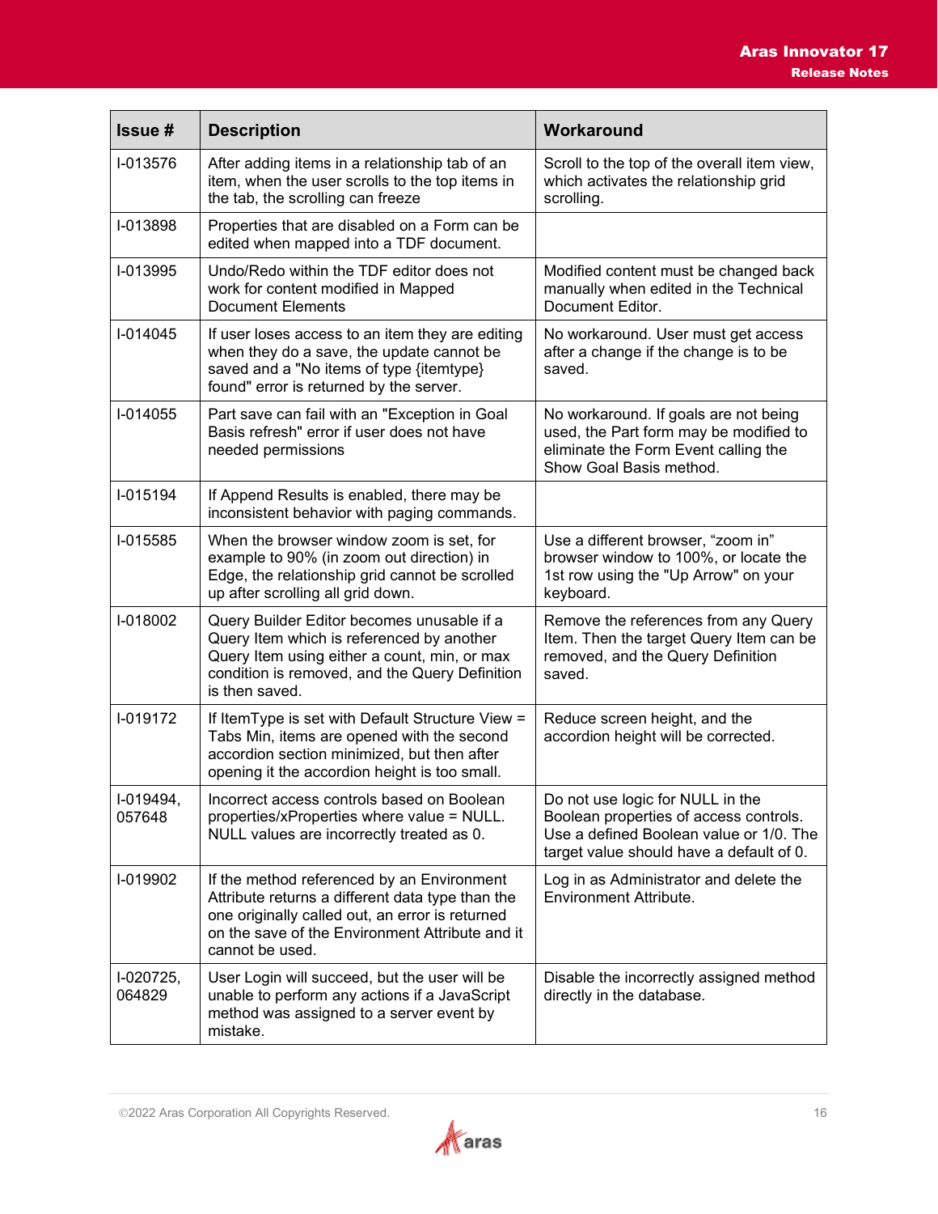| Issue # | Description | Workaround |
| --- | --- | --- |
| I-013576 | After adding items in a relationship tab of an item, when the user scrolls to the top items in the tab, the scrolling can freeze | Scroll to the top of the overall item view, which activates the relationship grid scrolling. |
| I-013898 | Properties that are disabled on a Form can be edited when mapped into a TDF document. | |
| I-013995 | Undo/Redo within the TDF editor does not work for content modified in Mapped Document Elements | Modified content must be changed back manually when edited in the Technical Document Editor. |
| I-014045 | If user loses access to an item they are editing when they do a save, the update cannot be saved and a "No items of type {itemtype} found" error is returned by the server. | No workaround. User must get access after a change if the change is to be saved. |
| I-014055 | Part save can fail with an "Exception in Goal Basis refresh" error if user does not have needed permissions | No workaround. If goals are not being used, the Part form may be modified to eliminate the Form Event calling the Show Goal Basis method. |
| I-015194 | If Append Results is enabled, there may be inconsistent behavior with paging commands. | |
| I-015585 | When the browser window zoom is set, for example to 90% (in zoom out direction) in Edge, the relationship grid cannot be scrolled up after scrolling all grid down. | Use a different browser, “zoom in” browser window to 100%, or locate the 1st row using the "Up Arrow" on your keyboard. |
| I-018002 | Query Builder Editor becomes unusable if a Query Item which is referenced by another Query Item using either a count, min, or max condition is removed, and the Query Definition is then saved. | Remove the references from any Query Item. Then the target Query Item can be removed, and the Query Definition saved. |
| I-019172 | If ItemType is set with Default Structure View = Tabs Min, items are opened with the second accordion section minimized, but then after opening it the accordion height is too small. | Reduce screen height, and the accordion height will be corrected. |
| I-019494, 057648 | Incorrect access controls based on Boolean properties/xProperties where value = NULL. NULL values are incorrectly treated as 0. | Do not use logic for NULL in the Boolean properties of access controls. Use a defined Boolean value or 1/0. The target value should have a default of 0. |
| I-019902 | If the method referenced by an Environment Attribute returns a different data type than the one originally called out, an error is returned on the save of the Environment Attribute and it cannot be used. | Log in as Administrator and delete the Environment Attribute. |
| I-020725, 064829 | User Login will succeed, but the user will be unable to perform any actions if a JavaScript method was assigned to a server event by mistake. | Disable the incorrectly assigned method directly in the database. |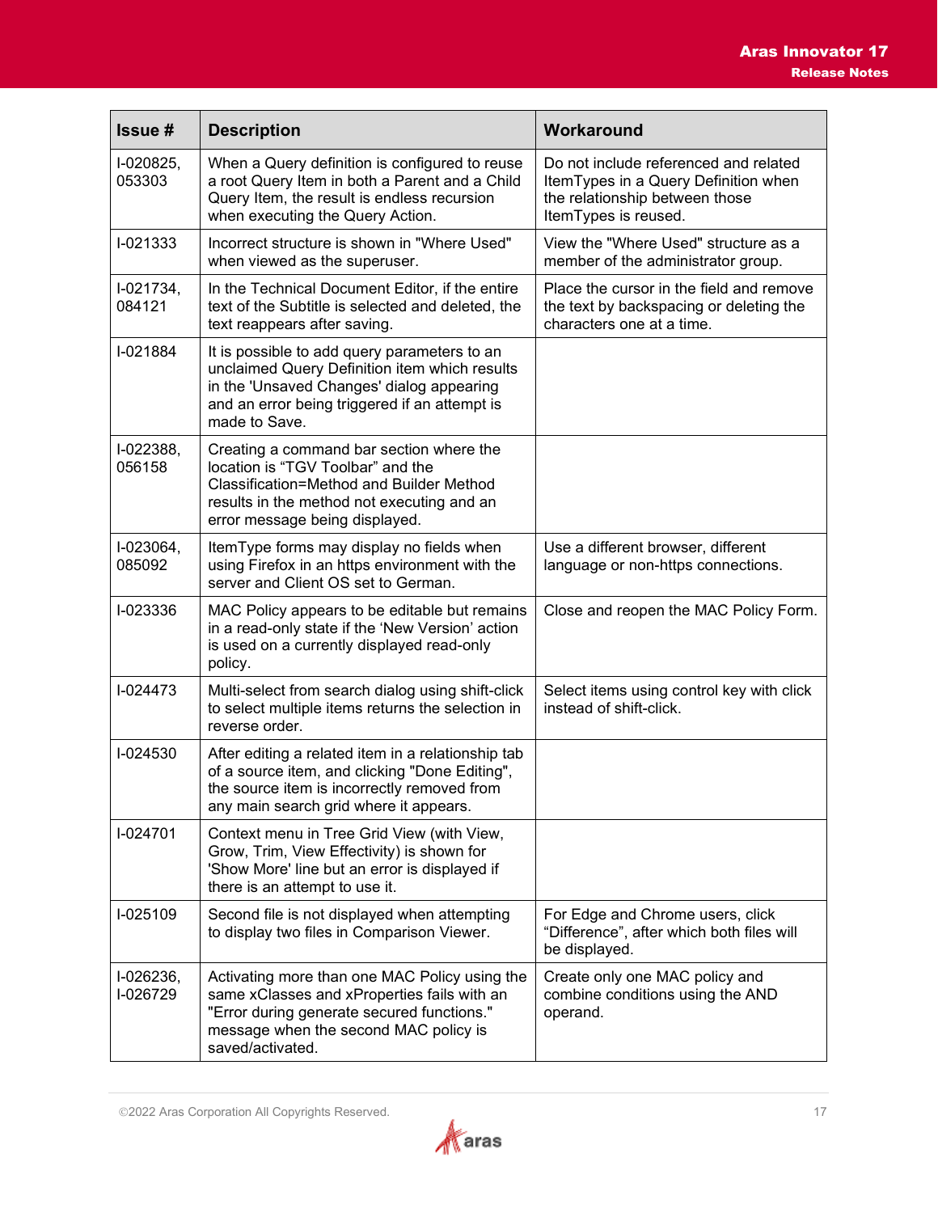| Issue # | Description | Workaround |
| --- | --- | --- |
| I-020825, 053303 | When a Query definition is configured to reuse a root Query Item in both a Parent and a Child Query Item, the result is endless recursion when executing the Query Action. | Do not include referenced and related ItemTypes in a Query Definition when the relationship between those ItemTypes is reused. |
| I-021333 | Incorrect structure is shown in "Where Used" when viewed as the superuser. | View the "Where Used" structure as a member of the administrator group. |
| I-021734, 084121 | In the Technical Document Editor, if the entire text of the Subtitle is selected and deleted, the text reappears after saving. | Place the cursor in the field and remove the text by backspacing or deleting the characters one at a time. |
| I-021884 | It is possible to add query parameters to an unclaimed Query Definition item which results in the 'Unsaved Changes' dialog appearing and an error being triggered if an attempt is made to Save. | |
| I-022388, 056158 | Creating a command bar section where the location is “TGV Toolbar” and the Classification=Method and Builder Method results in the method not executing and an error message being displayed. | |
| I-023064, 085092 | ItemType forms may display no fields when using Firefox in an https environment with the server and Client OS set to German. | Use a different browser, different language or non-https connections. |
| I-023336 | MAC Policy appears to be editable but remains in a read-only state if the ‘New Version’ action is used on a currently displayed read-only policy. | Close and reopen the MAC Policy Form. |
| I-024473 | Multi-select from search dialog using shift-click to select multiple items returns the selection in reverse order. | Select items using control key with click instead of shift-click. |
| I-024530 | After editing a related item in a relationship tab of a source item, and clicking "Done Editing", the source item is incorrectly removed from any main search grid where it appears. | |
| I-024701 | Context menu in Tree Grid View (with View, Grow, Trim, View Effectivity) is shown for 'Show More' line but an error is displayed if there is an attempt to use it. | |
| I-025109 | Second file is not displayed when attempting to display two files in Comparison Viewer. | For Edge and Chrome users, click “Difference”, after which both files will be displayed. |
| I-026236, I-026729 | Activating more than one MAC Policy using the same xClasses and xProperties fails with an "Error during generate secured functions." message when the second MAC policy is saved/activated. | Create only one MAC policy and combine conditions using the AND operand. |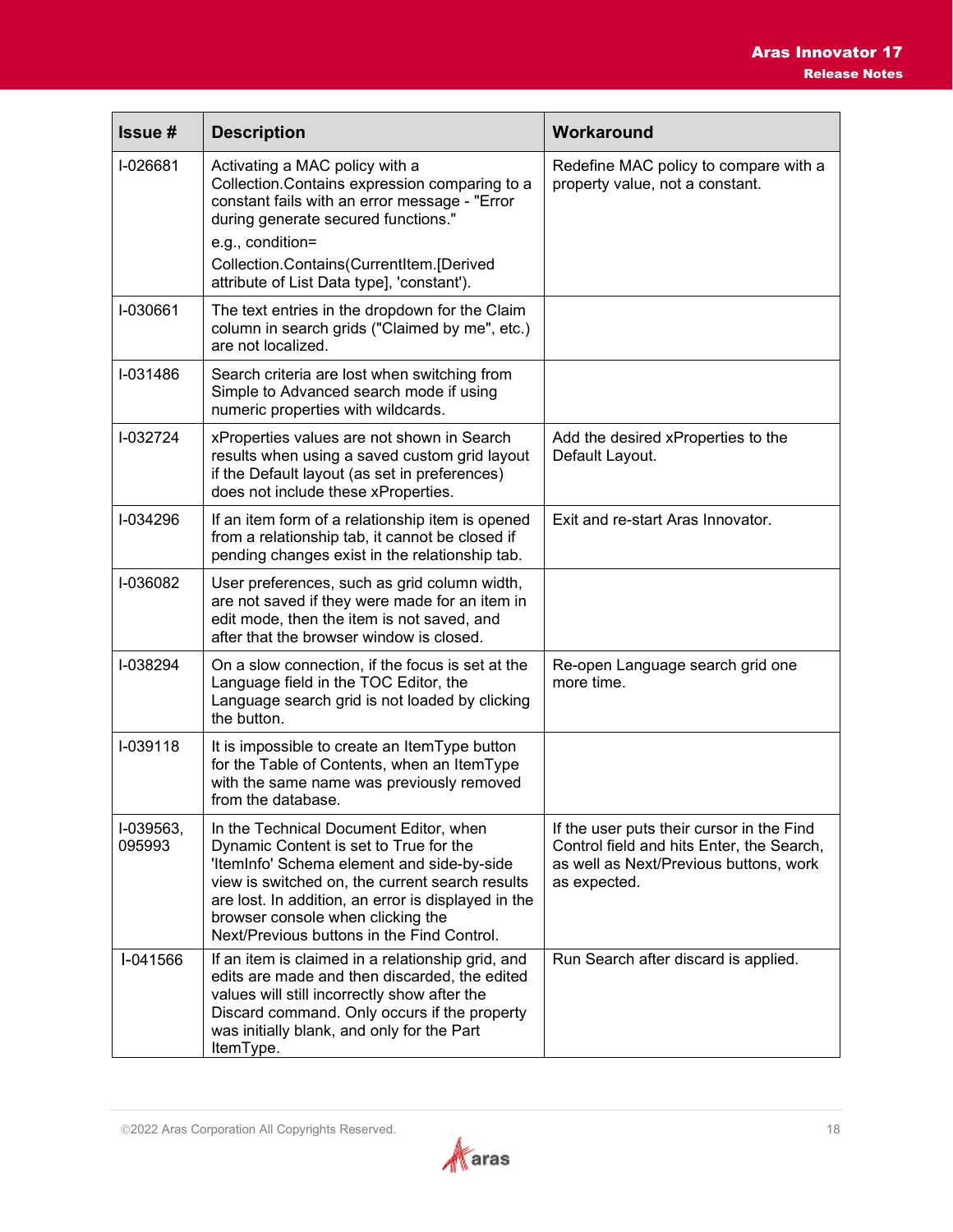| Issue # | Description | Workaround |
|---|---|---|
| I-026681 | Activating a MAC policy with a Collection.Contains expression comparing to a constant fails with an error message - "Error during generate secured functions." e.g., condition= Collection.Contains(CurrentItem.[Derived attribute of List Data type], 'constant'). | Redefine MAC policy to compare with a property value, not a constant. |
| I-030661 | The text entries in the dropdown for the Claim column in search grids ("Claimed by me", etc.) are not localized. | |
| I-031486 | Search criteria are lost when switching from Simple to Advanced search mode if using numeric properties with wildcards. | |
| I-032724 | xProperties values are not shown in Search results when using a saved custom grid layout if the Default layout (as set in preferences) does not include these xProperties. | Add the desired xProperties to the Default Layout. |
| I-034296 | If an item form of a relationship item is opened from a relationship tab, it cannot be closed if pending changes exist in the relationship tab. | Exit and re-start Aras Innovator. |
| I-036082 | User preferences, such as grid column width, are not saved if they were made for an item in edit mode, then the item is not saved, and after that the browser window is closed. | |
| I-038294 | On a slow connection, if the focus is set at the Language field in the TOC Editor, the Language search grid is not loaded by clicking the button. | Re-open Language search grid one more time. |
| I-039118 | It is impossible to create an ItemType button for the Table of Contents, when an ItemType with the same name was previously removed from the database. | |
| I-039563, 095993 | In the Technical Document Editor, when Dynamic Content is set to True for the 'ItemInfo' Schema element and side-by-side view is switched on, the current search results are lost. In addition, an error is displayed in the browser console when clicking the Next/Previous buttons in the Find Control. | If the user puts their cursor in the Find Control field and hits Enter, the Search, as well as Next/Previous buttons, work as expected. |
| I-041566 | If an item is claimed in a relationship grid, and edits are made and then discarded, the edited values will still incorrectly show after the Discard command. Only occurs if the property was initially blank, and only for the Part ItemType. | Run Search after discard is applied. |